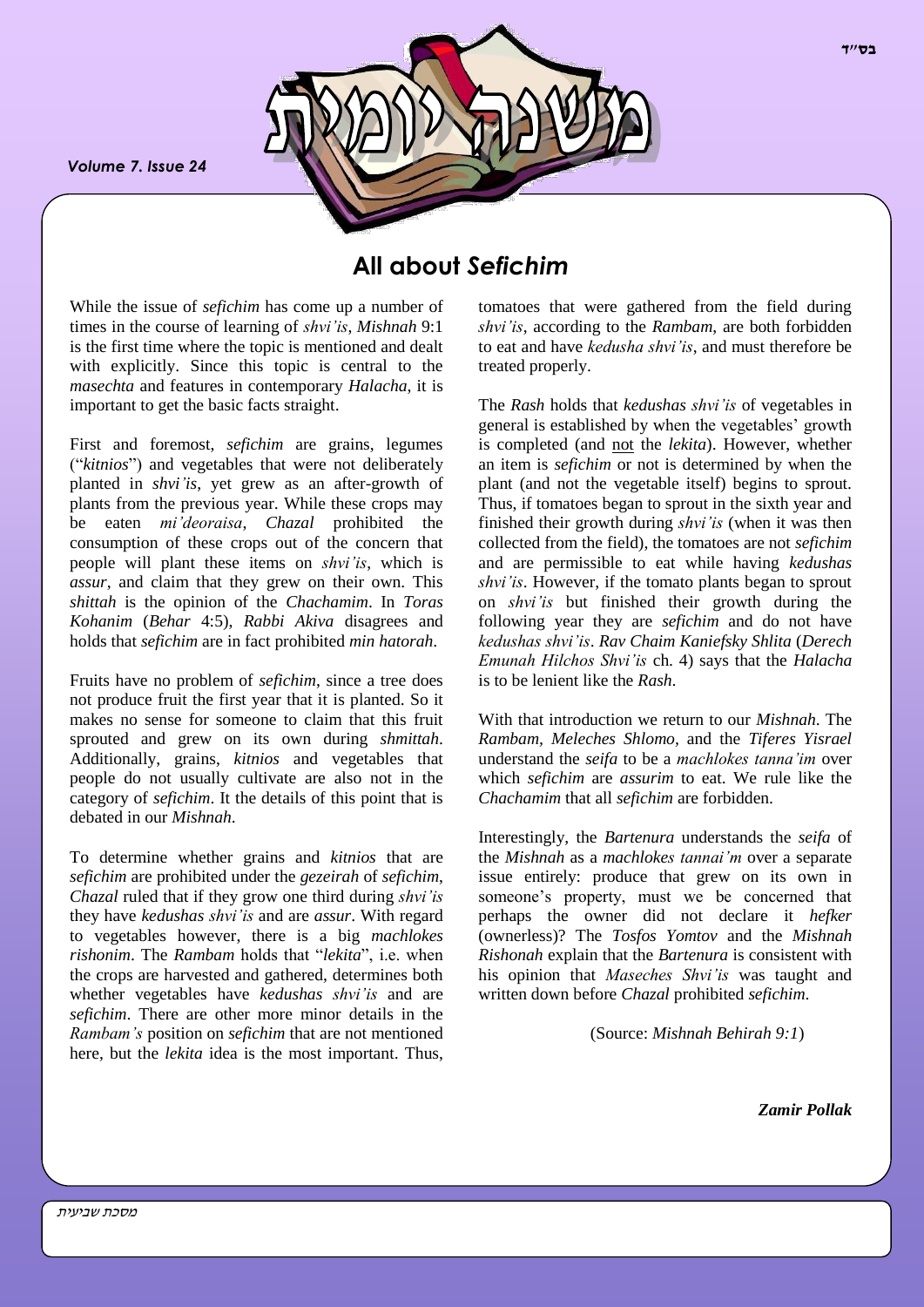## All about *Sefichim*

While the issue of *sefichim* has come up a number of times in the course of learning of *shvi'is*, *Mishnah* 9:1 is the first time where the topic is mentioned and dealt with explicitly. Since this topic is central to the *masechta* and features in contemporary *Halacha*, it is important to get the basic facts straight.

First and foremost, *sefichim* are grains, legumes ("*kitnios*") and vegetables that were not deliberately planted in *shvi'is*, yet grew as an after-growth of plants from the previous year. While these crops may be eaten *mi'deoraisa*, *Chazal* prohibited the consumption of these crops out of the concern that people will plant these items on *shvi'is*, which is *assur*, and claim that they grew on their own. This *shittah* is the opinion of the *Chachamim*. In *Toras Kohanim* (*Behar* 4:5), *Rabbi Akiva* disagrees and holds that *sefichim* are in fact prohibited *min hatorah*.

Fruits have no problem of *sefichim*, since a tree does not produce fruit the first year that it is planted. So it makes no sense for someone to claim that this fruit sprouted and grew on its own during *shmittah*. Additionally, grains, *kitnios* and vegetables that people do not usually cultivate are also not in the category of *sefichim*. It the details of this point that is debated in our *Mishnah*.

To determine whether grains and *kitnios* that are *sefichim* are prohibited under the *gezeirah* of *sefichim*, *Chazal* ruled that if they grow one third during *shvi'is* they have *kedushas shvi'is* and are *assur*. With regard to vegetables however, there is a big *machlokes rishonim*. The *Rambam* holds that "*lekita*", i.e. when the crops are harvested and gathered, determines both whether vegetables have *kedushas shvi'is* and are *sefichim*. There are other more minor details in the *Rambam's* position on *sefichim* that are not mentioned here, but the *lekita* idea is the most important. Thus, tomatoes that were gathered from the field during *shvi'is*, according to the *Rambam*, are both forbidden to eat and have *kedusha shvi'is*, and must therefore be treated properly.

The *Rash* holds that *kedushas shvi'is* of vegetables in general is established by when the vegetables' growth is completed (and not the *lekita*). However, whether an item is *sefichim* or not is determined by when the plant (and not the vegetable itself) begins to sprout. Thus, if tomatoes began to sprout in the sixth year and finished their growth during *shvi'is* (when it was then collected from the field), the tomatoes are not *sefichim* and are permissible to eat while having *kedushas shvi'is*. However, if the tomato plants began to sprout on *shvi'is* but finished their growth during the following year they are *sefichim* and do not have *kedushas shvi'is*. *Rav Chaim Kaniefsky Shlita* (*Derech Emunah Hilchos Shvi'is* ch. 4) says that the *Halacha* is to be lenient like the *Rash*.

With that introduction we return to our *Mishnah*. The *Rambam*, *Meleches Shlomo*, and the *Tiferes Yisrael* understand the *seifa* to be a *machlokes tanna'im* over which *sefichim* are *assurim* to eat. We rule like the *Chachamim* that all *sefichim* are forbidden.

Interestingly, the *Bartenura* understands the *seifa* of the *Mishnah* as a *machlokes tannai'm* over a separate issue entirely: produce that grew on its own in someone's property, must we be concerned that perhaps the owner did not declare it *hefker* (ownerless)? The *Tosfos Yomtov* and the *Mishnah Rishonah* explain that the *Bartenura* is consistent with his opinion that *Maseches Shvi'is* was taught and written down before *Chazal* prohibited *sefichim*.

(Source: *Mishnah Behirah 9:1*)

***Zamir Pollak***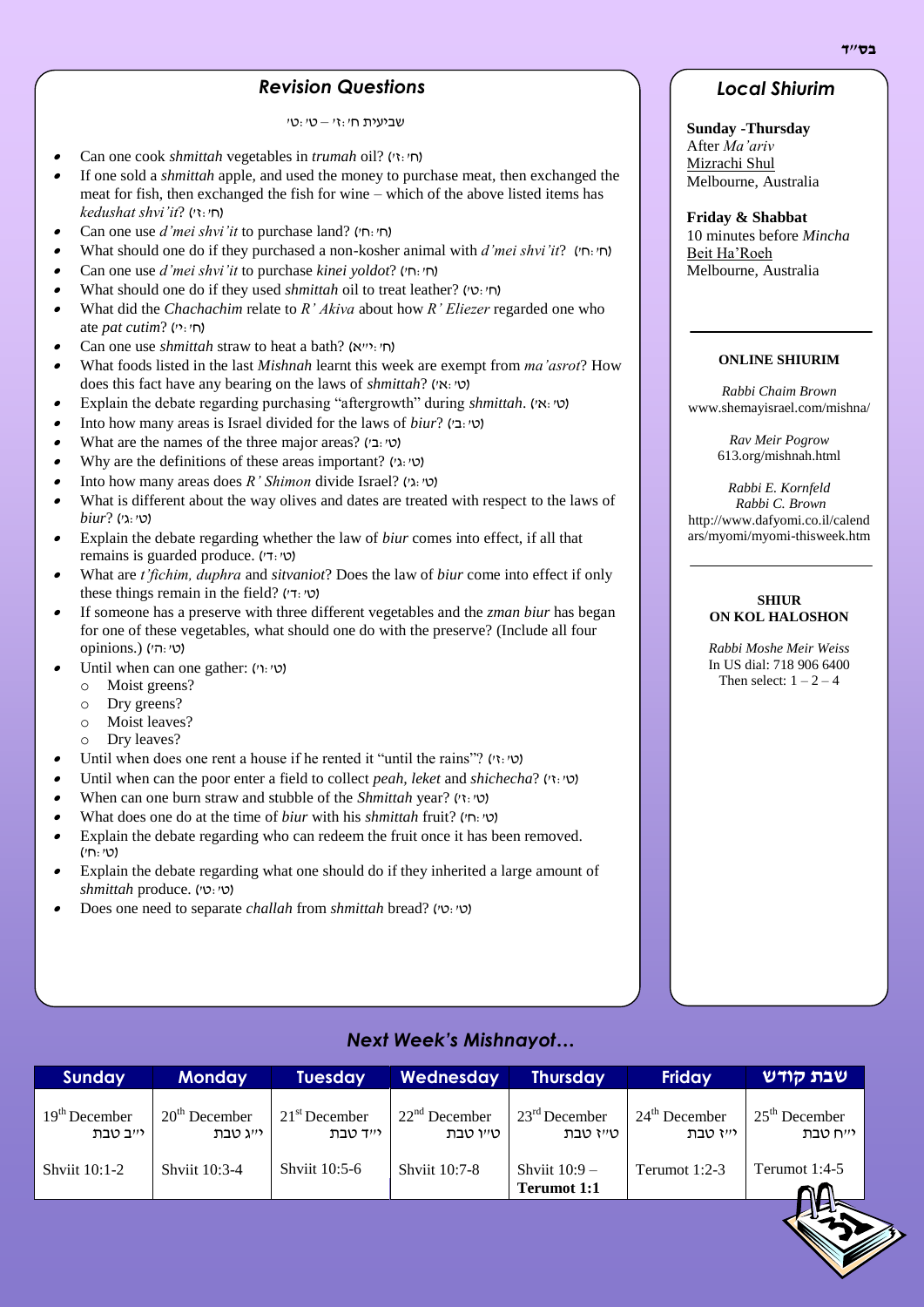## Revision Questions

שביעית ח׳:ז׳ – ט׳:ט׳

- Can one cook *shmittah* vegetables in *trumah* oil? (ח׳:ז׳)
- If one sold a *shmittah* apple, and used the money to purchase meat, then exchanged the meat for fish, then exchanged the fish for wine – which of the above listed items has *kedushat shvi'it*? (ח׳:ז׳)
- Can one use *d'mei shvi'it* to purchase land? (ח׳:ח׳)
- What should one do if they purchased a non-kosher animal with *d'mei shvi'it*? (ח׳:ח׳)
- Can one use *d'mei shvi'it* to purchase *kinei yoldot*? (ח׳:ח׳)
- What should one do if they used *shmittah* oil to treat leather? (ח׳:ט׳)
- What did the *Chachachim* relate to *R' Akiva* about how *R' Eliezer* regarded one who ate *pat cutim*? (ח׳:י׳)
- Can one use *shmittah* straw to heat a bath? (ח׳:י״א)
- What foods listed in the last *Mishnah* learnt this week are exempt from *ma'asrot*? How does this fact have any bearing on the laws of *shmittah*? (ט׳:א׳)
- Explain the debate regarding purchasing "aftergrowth" during *shmittah*. (ט׳:א׳)
- Into how many areas is Israel divided for the laws of *biur*? (ט׳:ב׳)
- What are the names of the three major areas? (ט׳:ב׳)
- Why are the definitions of these areas important? (ט׳:ג׳)
- Into how many areas does *R' Shimon* divide Israel? (ט׳:ג׳)
- What is different about the way olives and dates are treated with respect to the laws of *biur*? (ט׳:ג׳)
- Explain the debate regarding whether the law of *biur* comes into effect, if all that remains is guarded produce. (ט׳:ד׳)
- What are *t'fichim, duphra* and *sitvaniot*? Does the law of *biur* come into effect if only these things remain in the field? (ט׳:ד׳)
- If someone has a preserve with three different vegetables and the *zman biur* has began for one of these vegetables, what should one do with the preserve? (Include all four opinions.) (ט׳:ה׳)
- Until when can one gather: (ט׳:ו׳)
  - Moist greens?
  - Dry greens?
  - Moist leaves?
  - Dry leaves?
- Until when does one rent a house if he rented it "until the rains"? (ט׳:ז׳)
- Until when can the poor enter a field to collect *peah, leket* and *shichecha*? (ט׳:ז׳)
- When can one burn straw and stubble of the *Shmittah* year? (ט׳:ז׳)
- What does one do at the time of *biur* with his *shmittah* fruit? (ט׳:ח׳)
- Explain the debate regarding who can redeem the fruit once it has been removed. (ט׳:ח׳)
- Explain the debate regarding what one should do if they inherited a large amount of *shmittah* produce. (ט׳:ט׳)
- Does one need to separate *challah* from *shmittah* bread? (ט׳:ט׳)

## Local Shiurim

**Sunday -Thursday**
After *Ma'ariv*
Mizrachi Shul
Melbourne, Australia

**Friday & Shabbat**
10 minutes before *Mincha*
Beit Ha'Roeh
Melbourne, Australia

**ONLINE SHIURIM**

*Rabbi Chaim Brown*
www.shemayisrael.com/mishna/

*Rav Meir Pogrow*
613.org/mishnah.html

*Rabbi E. Kornfeld*
*Rabbi C. Brown*
http://www.dafyomi.co.il/calendars/myomi/myomi-thisweek.htm

**SHIUR ON KOL HALOSHON**

*Rabbi Moshe Meir Weiss*
In US dial: 718 906 6400
Then select: 1 – 2 – 4

## Next Week's Mishnayot…

| Sunday | Monday | Tuesday | Wednesday | Thursday | Friday | שבת קודש |
|---|---|---|---|---|---|---|
| 19th December י״ב טבת | 20th December י״ג טבת | 21st December י״ד טבת | 22nd December ט״ו טבת | 23rd December ט״ז טבת | 24th December י״ז טבת | 25th December י״ח טבת |
| Shviit 10:1-2 | Shviit 10:3-4 | Shviit 10:5-6 | Shviit 10:7-8 | Shviit 10:9 – **Terumot 1:1** | Terumot 1:2-3 | Terumot 1:4-5 |